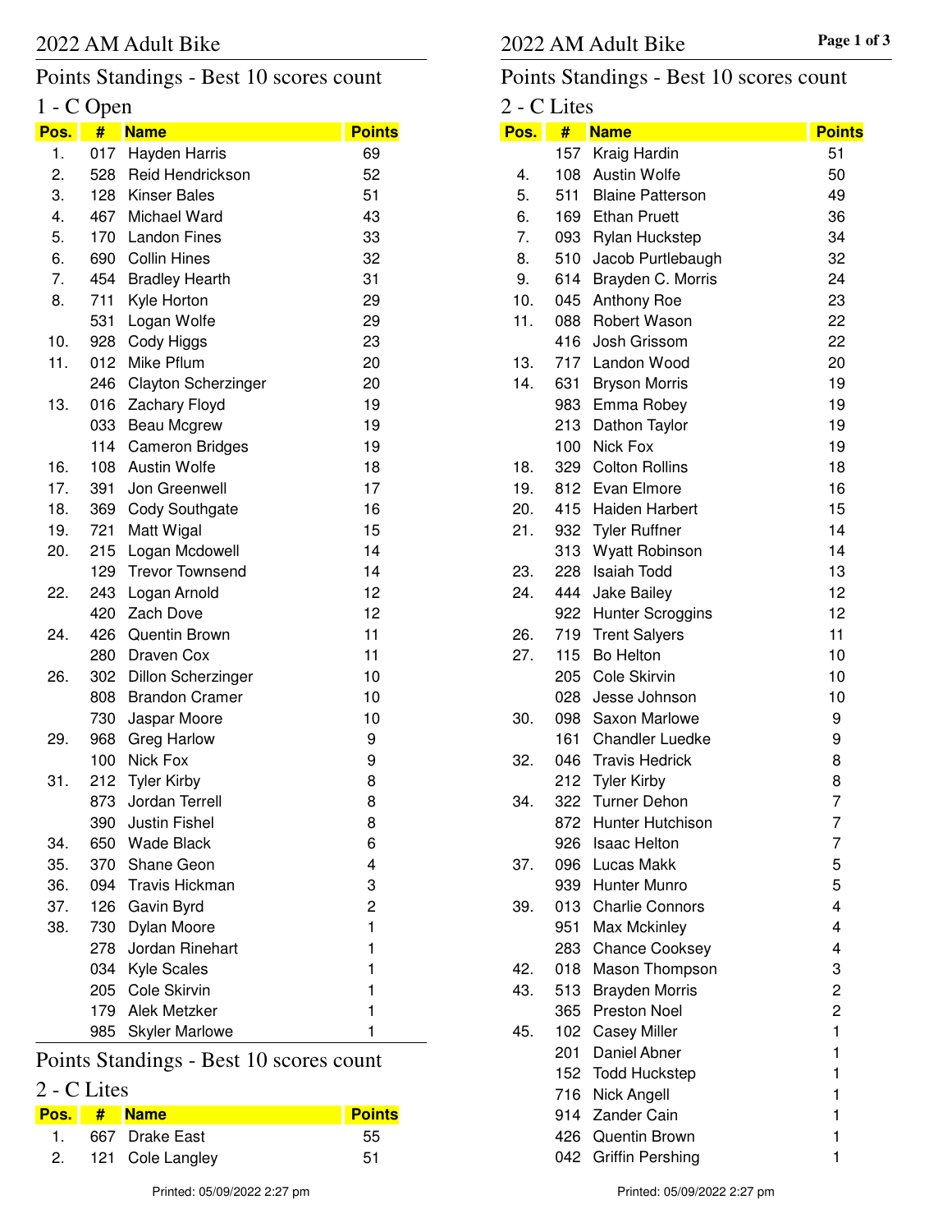# 2022 AM Adult Bike

## Points Standings - Best 10 scores count

### 1 - C Open

| Pos. | # | Name | Points |
|---|---|---|---|
| 1. | 017 | Hayden Harris | 69 |
| 2. | 528 | Reid Hendrickson | 52 |
| 3. | 128 | Kinser Bales | 51 |
| 4. | 467 | Michael Ward | 43 |
| 5. | 170 | Landon Fines | 33 |
| 6. | 690 | Collin Hines | 32 |
| 7. | 454 | Bradley Hearth | 31 |
| 8. | 711 | Kyle Horton | 29 |
| | 531 | Logan Wolfe | 29 |
| 10. | 928 | Cody Higgs | 23 |
| 11. | 012 | Mike Pflum | 20 |
| | 246 | Clayton Scherzinger | 20 |
| 13. | 016 | Zachary Floyd | 19 |
| | 033 | Beau Mcgrew | 19 |
| | 114 | Cameron Bridges | 19 |
| 16. | 108 | Austin Wolfe | 18 |
| 17. | 391 | Jon Greenwell | 17 |
| 18. | 369 | Cody Southgate | 16 |
| 19. | 721 | Matt Wigal | 15 |
| 20. | 215 | Logan Mcdowell | 14 |
| | 129 | Trevor Townsend | 14 |
| 22. | 243 | Logan Arnold | 12 |
| | 420 | Zach Dove | 12 |
| 24. | 426 | Quentin Brown | 11 |
| | 280 | Draven Cox | 11 |
| 26. | 302 | Dillon Scherzinger | 10 |
| | 808 | Brandon Cramer | 10 |
| | 730 | Jaspar Moore | 10 |
| 29. | 968 | Greg Harlow | 9 |
| | 100 | Nick Fox | 9 |
| 31. | 212 | Tyler Kirby | 8 |
| | 873 | Jordan Terrell | 8 |
| | 390 | Justin Fishel | 8 |
| 34. | 650 | Wade Black | 6 |
| 35. | 370 | Shane Geon | 4 |
| 36. | 094 | Travis Hickman | 3 |
| 37. | 126 | Gavin Byrd | 2 |
| 38. | 730 | Dylan Moore | 1 |
| | 278 | Jordan Rinehart | 1 |
| | 034 | Kyle Scales | 1 |
| | 205 | Cole Skirvin | 1 |
| | 179 | Alek Metzker | 1 |
| | 985 | Skyler Marlowe | 1 |

## Points Standings - Best 10 scores count

### 2 - C Lites

| Pos. | # | Name | Points |
|---|---|---|---|
| 1. | 667 | Drake East | 55 |
| 2. | 121 | Cole Langley | 51 |
| | 157 | Kraig Hardin | 51 |
| 4. | 108 | Austin Wolfe | 50 |
| 5. | 511 | Blaine Patterson | 49 |
| 6. | 169 | Ethan Pruett | 36 |
| 7. | 093 | Rylan Huckstep | 34 |
| 8. | 510 | Jacob Purtlebaugh | 32 |
| 9. | 614 | Brayden C. Morris | 24 |
| 10. | 045 | Anthony Roe | 23 |
| 11. | 088 | Robert Wason | 22 |
| | 416 | Josh Grissom | 22 |
| 13. | 717 | Landon Wood | 20 |
| 14. | 631 | Bryson Morris | 19 |
| | 983 | Emma Robey | 19 |
| | 213 | Dathon Taylor | 19 |
| | 100 | Nick Fox | 19 |
| 18. | 329 | Colton Rollins | 18 |
| 19. | 812 | Evan Elmore | 16 |
| 20. | 415 | Haiden Harbert | 15 |
| 21. | 932 | Tyler Ruffner | 14 |
| | 313 | Wyatt Robinson | 14 |
| 23. | 228 | Isaiah Todd | 13 |
| 24. | 444 | Jake Bailey | 12 |
| | 922 | Hunter Scroggins | 12 |
| 26. | 719 | Trent Salyers | 11 |
| 27. | 115 | Bo Helton | 10 |
| | 205 | Cole Skirvin | 10 |
| | 028 | Jesse Johnson | 10 |
| 30. | 098 | Saxon Marlowe | 9 |
| | 161 | Chandler Luedke | 9 |
| 32. | 046 | Travis Hedrick | 8 |
| | 212 | Tyler Kirby | 8 |
| 34. | 322 | Turner Dehon | 7 |
| | 872 | Hunter Hutchison | 7 |
| | 926 | Isaac Helton | 7 |
| 37. | 096 | Lucas Makk | 5 |
| | 939 | Hunter Munro | 5 |
| 39. | 013 | Charlie Connors | 4 |
| | 951 | Max Mckinley | 4 |
| | 283 | Chance Cooksey | 4 |
| 42. | 018 | Mason Thompson | 3 |
| 43. | 513 | Brayden Morris | 2 |
| | 365 | Preston Noel | 2 |
| 45. | 102 | Casey Miller | 1 |
| | 201 | Daniel Abner | 1 |
| | 152 | Todd Huckstep | 1 |
| | 716 | Nick Angell | 1 |
| | 914 | Zander Cain | 1 |
| | 426 | Quentin Brown | 1 |
| | 042 | Griffin Pershing | 1 |

Printed: 05/09/2022 2:27 pm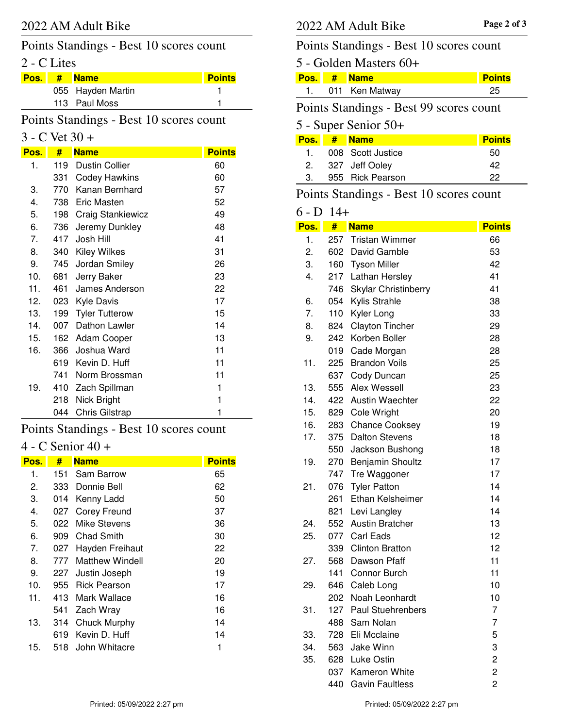# 2022 AM Adult Bike

## Points Standings - Best 10 scores count

### 2 - C Lites

| Pos. | # | Name | Points |
|---|---|---|---|
| | 055 | Hayden Martin | 1 |
| | 113 | Paul Moss | 1 |

## Points Standings - Best 10 scores count

### 3 - C Vet 30 +

| Pos. | # | Name | Points |
|---|---|---|---|
| 1. | 119 | Dustin Collier | 60 |
| | 331 | Codey Hawkins | 60 |
| 3. | 770 | Kanan Bernhard | 57 |
| 4. | 738 | Eric Masten | 52 |
| 5. | 198 | Craig Stankiewicz | 49 |
| 6. | 736 | Jeremy Dunkley | 48 |
| 7. | 417 | Josh Hill | 41 |
| 8. | 340 | Kiley Wilkes | 31 |
| 9. | 745 | Jordan Smiley | 26 |
| 10. | 681 | Jerry Baker | 23 |
| 11. | 461 | James Anderson | 22 |
| 12. | 023 | Kyle Davis | 17 |
| 13. | 199 | Tyler Tutterow | 15 |
| 14. | 007 | Dathon Lawler | 14 |
| 15. | 162 | Adam Cooper | 13 |
| 16. | 366 | Joshua Ward | 11 |
| | 619 | Kevin D. Huff | 11 |
| | 741 | Norm Brossman | 11 |
| 19. | 410 | Zach Spillman | 1 |
| | 218 | Nick Bright | 1 |
| | 044 | Chris Gilstrap | 1 |

## Points Standings - Best 10 scores count

### 4 - C Senior 40 +

| Pos. | # | Name | Points |
|---|---|---|---|
| 1. | 151 | Sam Barrow | 65 |
| 2. | 333 | Donnie Bell | 62 |
| 3. | 014 | Kenny Ladd | 50 |
| 4. | 027 | Corey Freund | 37 |
| 5. | 022 | Mike Stevens | 36 |
| 6. | 909 | Chad Smith | 30 |
| 7. | 027 | Hayden Freihaut | 22 |
| 8. | 777 | Matthew Windell | 20 |
| 9. | 227 | Justin Joseph | 19 |
| 10. | 955 | Rick Pearson | 17 |
| 11. | 413 | Mark Wallace | 16 |
| | 541 | Zach Wray | 16 |
| 13. | 314 | Chuck Murphy | 14 |
| | 619 | Kevin D. Huff | 14 |
| 15. | 518 | John Whitacre | 1 |

## Points Standings - Best 10 scores count

### 5 - Golden Masters 60+

| Pos. | # | Name | Points |
|---|---|---|---|
| 1. | 011 | Ken Matway | 25 |

## Points Standings - Best 99 scores count

### 5 - Super Senior 50+

| Pos. | # | Name | Points |
|---|---|---|---|
| 1. | 008 | Scott Justice | 50 |
| 2. | 327 | Jeff Ooley | 42 |
| 3. | 955 | Rick Pearson | 22 |

## Points Standings - Best 10 scores count

### 6 - D 14+

| Pos. | # | Name | Points |
|---|---|---|---|
| 1. | 257 | Tristan Wimmer | 66 |
| 2. | 602 | David Gamble | 53 |
| 3. | 160 | Tyson Miller | 42 |
| 4. | 217 | Lathan Hersley | 41 |
| | 746 | Skylar Christinberry | 41 |
| 6. | 054 | Kylis Strahle | 38 |
| 7. | 110 | Kyler Long | 33 |
| 8. | 824 | Clayton Tincher | 29 |
| 9. | 242 | Korben Boller | 28 |
| | 019 | Cade Morgan | 28 |
| 11. | 225 | Brandon Voils | 25 |
| | 637 | Cody Duncan | 25 |
| 13. | 555 | Alex Wessell | 23 |
| 14. | 422 | Austin Waechter | 22 |
| 15. | 829 | Cole Wright | 20 |
| 16. | 283 | Chance Cooksey | 19 |
| 17. | 375 | Dalton Stevens | 18 |
| | 550 | Jackson Bushong | 18 |
| 19. | 270 | Benjamin Shoultz | 17 |
| | 747 | Tre Waggoner | 17 |
| 21. | 076 | Tyler Patton | 14 |
| | 261 | Ethan Kelsheimer | 14 |
| | 821 | Levi Langley | 14 |
| 24. | 552 | Austin Bratcher | 13 |
| 25. | 077 | Carl Eads | 12 |
| | 339 | Clinton Bratton | 12 |
| 27. | 568 | Dawson Pfaff | 11 |
| | 141 | Connor Burch | 11 |
| 29. | 646 | Caleb Long | 10 |
| | 202 | Noah Leonhardt | 10 |
| 31. | 127 | Paul Stuehrenbers | 7 |
| | 488 | Sam Nolan | 7 |
| 33. | 728 | Eli Mcclaine | 5 |
| 34. | 563 | Jake Winn | 3 |
| 35. | 628 | Luke Ostin | 2 |
| | 037 | Kameron White | 2 |
| | 440 | Gavin Faultless | 2 |

Printed: 05/09/2022 2:27 pm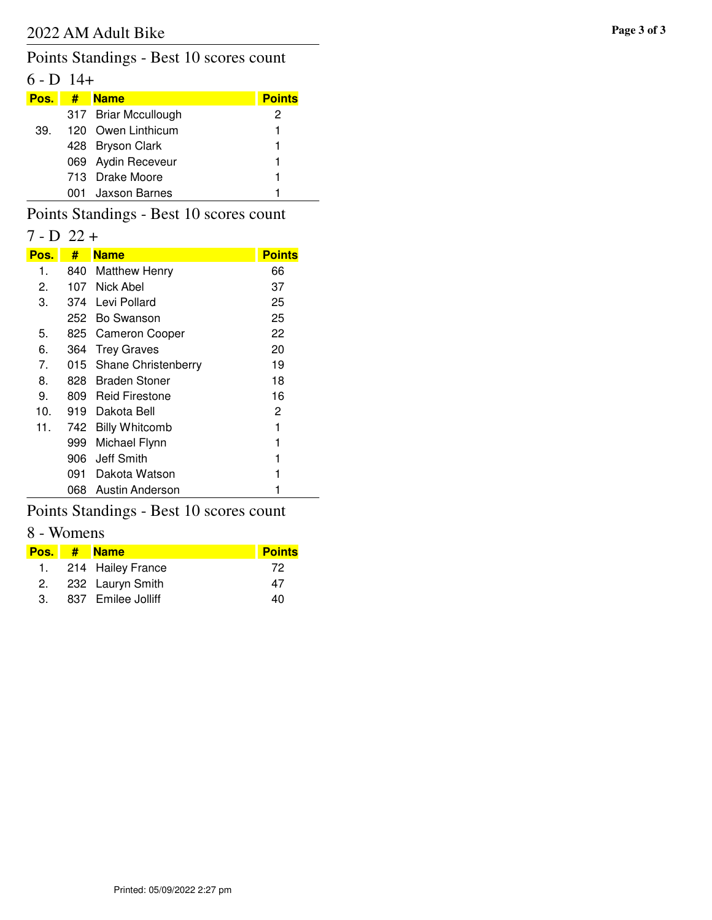# 2022 AM Adult Bike

## Points Standings - Best 10 scores count

### 6 - D 14+

| Pos. | # | Name | Points |
|---|---|---|---|
| | 317 | Briar Mccullough | 2 |
| 39. | 120 | Owen Linthicum | 1 |
| | 428 | Bryson Clark | 1 |
| | 069 | Aydin Receveur | 1 |
| | 713 | Drake Moore | 1 |
| | 001 | Jaxson Barnes | 1 |

## Points Standings - Best 10 scores count

### 7 - D 22 +

| Pos. | # | Name | Points |
|---|---|---|---|
| 1. | 840 | Matthew Henry | 66 |
| 2. | 107 | Nick Abel | 37 |
| 3. | 374 | Levi Pollard | 25 |
| | 252 | Bo Swanson | 25 |
| 5. | 825 | Cameron Cooper | 22 |
| 6. | 364 | Trey Graves | 20 |
| 7. | 015 | Shane Christenberry | 19 |
| 8. | 828 | Braden Stoner | 18 |
| 9. | 809 | Reid Firestone | 16 |
| 10. | 919 | Dakota Bell | 2 |
| 11. | 742 | Billy Whitcomb | 1 |
| | 999 | Michael Flynn | 1 |
| | 906 | Jeff Smith | 1 |
| | 091 | Dakota Watson | 1 |
| | 068 | Austin Anderson | 1 |

## Points Standings - Best 10 scores count

### 8 - Womens

| Pos. | # | Name | Points |
|---|---|---|---|
| 1. | 214 | Hailey France | 72 |
| 2. | 232 | Lauryn Smith | 47 |
| 3. | 837 | Emilee Jolliff | 40 |

Printed: 05/09/2022 2:27 pm